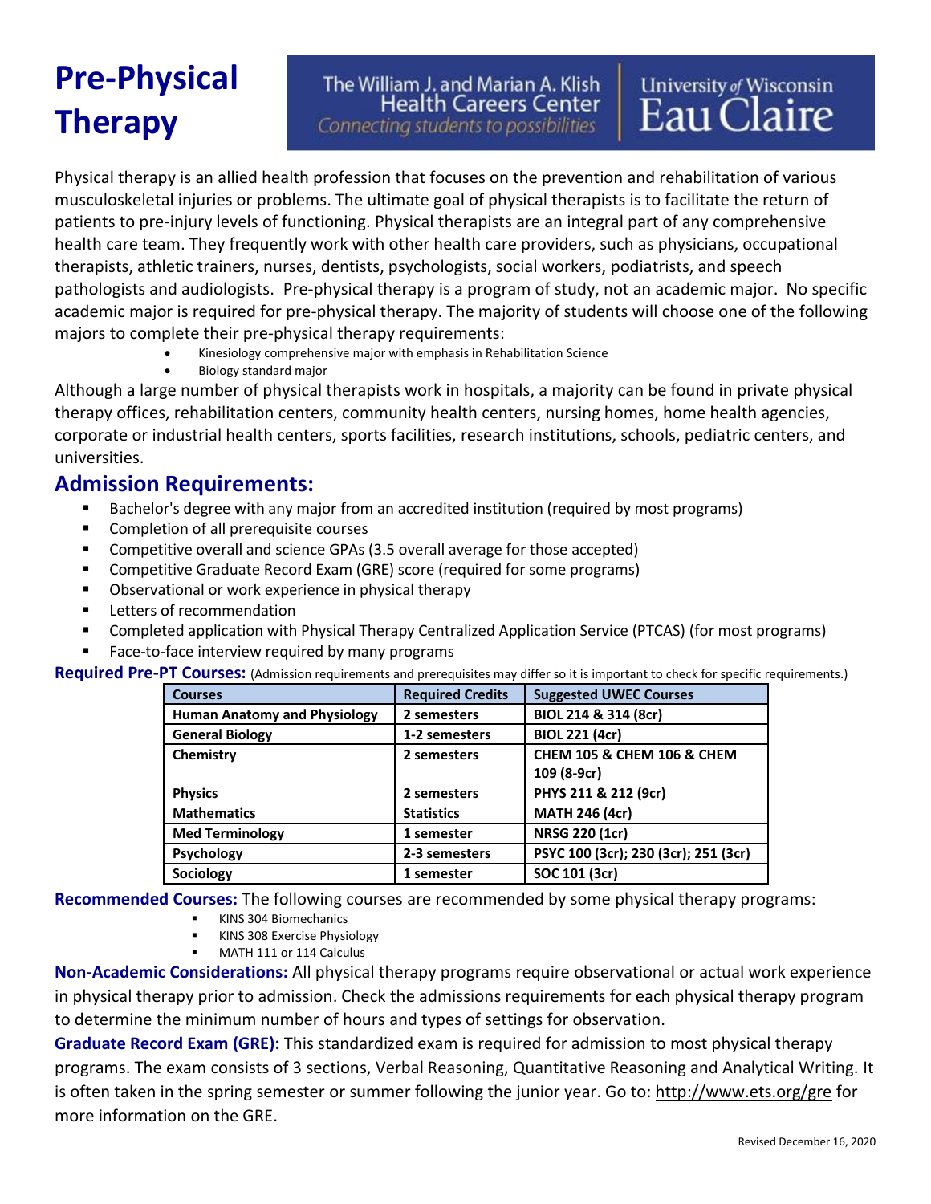# Pre-Physical Therapy

The William J. and Marian A. Klish Health Careers Center
*Connecting students to possibilities*

University of Wisconsin Eau Claire

Physical therapy is an allied health profession that focuses on the prevention and rehabilitation of various musculoskeletal injuries or problems. The ultimate goal of physical therapists is to facilitate the return of patients to pre-injury levels of functioning. Physical therapists are an integral part of any comprehensive health care team. They frequently work with other health care providers, such as physicians, occupational therapists, athletic trainers, nurses, dentists, psychologists, social workers, podiatrists, and speech pathologists and audiologists. Pre-physical therapy is a program of study, not an academic major. No specific academic major is required for pre-physical therapy. The majority of students will choose one of the following majors to complete their pre-physical therapy requirements:

- Kinesiology comprehensive major with emphasis in Rehabilitation Science
- Biology standard major

Although a large number of physical therapists work in hospitals, a majority can be found in private physical therapy offices, rehabilitation centers, community health centers, nursing homes, home health agencies, corporate or industrial health centers, sports facilities, research institutions, schools, pediatric centers, and universities.

## Admission Requirements:

- Bachelor's degree with any major from an accredited institution (required by most programs)
- Completion of all prerequisite courses
- Competitive overall and science GPAs (3.5 overall average for those accepted)
- Competitive Graduate Record Exam (GRE) score (required for some programs)
- Observational or work experience in physical therapy
- Letters of recommendation
- Completed application with Physical Therapy Centralized Application Service (PTCAS) (for most programs)
- Face-to-face interview required by many programs

**Required Pre-PT Courses:** (Admission requirements and prerequisites may differ so it is important to check for specific requirements.)

| Courses | Required Credits | Suggested UWEC Courses |
|---|---|---|
| **Human Anatomy and Physiology** | **2 semesters** | **BIOL 214 & 314 (8cr)** |
| **General Biology** | **1-2 semesters** | **BIOL 221 (4cr)** |
| **Chemistry** | **2 semesters** | **CHEM 105 & CHEM 106 & CHEM 109 (8-9cr)** |
| **Physics** | **2 semesters** | **PHYS 211 & 212 (9cr)** |
| **Mathematics** | **Statistics** | **MATH 246 (4cr)** |
| **Med Terminology** | **1 semester** | **NRSG 220 (1cr)** |
| **Psychology** | **2-3 semesters** | **PSYC 100 (3cr); 230 (3cr); 251 (3cr)** |
| **Sociology** | **1 semester** | **SOC 101 (3cr)** |

**Recommended Courses:** The following courses are recommended by some physical therapy programs:

- KINS 304 Biomechanics
- KINS 308 Exercise Physiology
- MATH 111 or 114 Calculus

**Non-Academic Considerations:** All physical therapy programs require observational or actual work experience in physical therapy prior to admission. Check the admissions requirements for each physical therapy program to determine the minimum number of hours and types of settings for observation.

**Graduate Record Exam (GRE):** This standardized exam is required for admission to most physical therapy programs. The exam consists of 3 sections, Verbal Reasoning, Quantitative Reasoning and Analytical Writing. It is often taken in the spring semester or summer following the junior year. Go to: http://www.ets.org/gre for more information on the GRE.

Revised December 16, 2020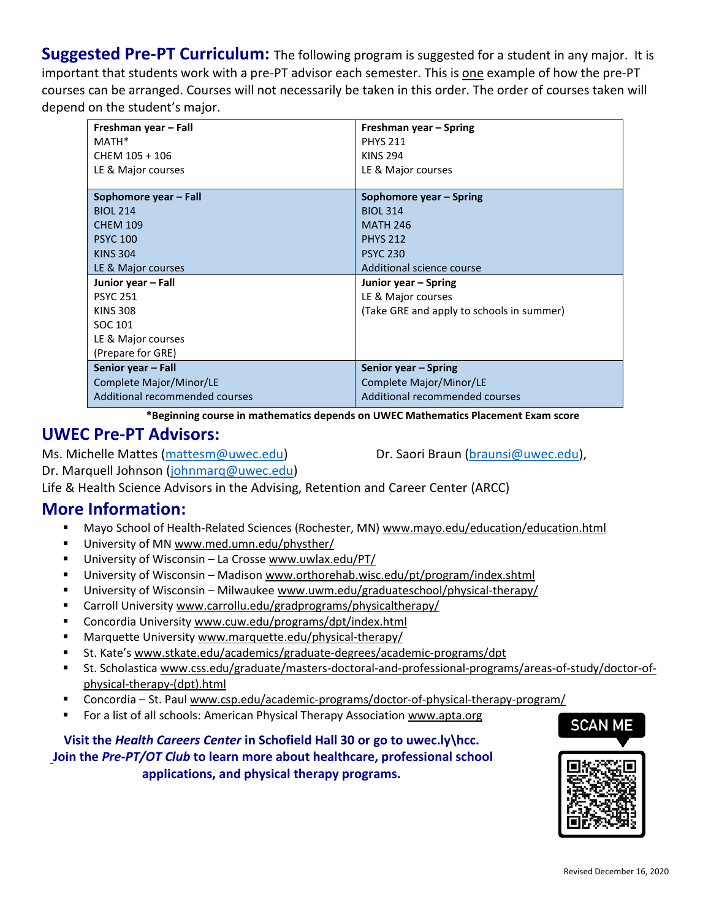**Suggested Pre-PT Curriculum:** The following program is suggested for a student in any major. It is important that students work with a pre-PT advisor each semester. This is one example of how the pre-PT courses can be arranged. Courses will not necessarily be taken in this order. The order of courses taken will depend on the student's major.

| | |
|---|---|
| **Freshman year – Fall**<br>MATH*<br>CHEM 105 + 106<br>LE & Major courses | **Freshman year – Spring**<br>PHYS 211<br>KINS 294<br>LE & Major courses |
| **Sophomore year – Fall**<br>BIOL 214<br>CHEM 109<br>PSYC 100<br>KINS 304<br>LE & Major courses | **Sophomore year – Spring**<br>BIOL 314<br>MATH 246<br>PHYS 212<br>PSYC 230<br>Additional science course |
| **Junior year – Fall**<br>PSYC 251<br>KINS 308<br>SOC 101<br>LE & Major courses<br>(Prepare for GRE) | **Junior year – Spring**<br>LE & Major courses<br>(Take GRE and apply to schools in summer) |
| **Senior year – Fall**<br>Complete Major/Minor/LE<br>Additional recommended courses | **Senior year – Spring**<br>Complete Major/Minor/LE<br>Additional recommended courses |

**\*Beginning course in mathematics depends on UWEC Mathematics Placement Exam score**

## UWEC Pre-PT Advisors:

Ms. Michelle Mattes (mattesm@uwec.edu) Dr. Saori Braun (braunsi@uwec.edu),
Dr. Marquell Johnson (johnmarq@uwec.edu)
Life & Health Science Advisors in the Advising, Retention and Career Center (ARCC)

## More Information:

- Mayo School of Health-Related Sciences (Rochester, MN) www.mayo.edu/education/education.html
- University of MN www.med.umn.edu/physther/
- University of Wisconsin – La Crosse www.uwlax.edu/PT/
- University of Wisconsin – Madison www.orthorehab.wisc.edu/pt/program/index.shtml
- University of Wisconsin – Milwaukee www.uwm.edu/graduateschool/physical-therapy/
- Carroll University www.carrollu.edu/gradprograms/physicaltherapy/
- Concordia University www.cuw.edu/programs/dpt/index.html
- Marquette University www.marquette.edu/physical-therapy/
- St. Kate's www.stkate.edu/academics/graduate-degrees/academic-programs/dpt
- St. Scholastica www.css.edu/graduate/masters-doctoral-and-professional-programs/areas-of-study/doctor-of-physical-therapy-(dpt).html
- Concordia – St. Paul www.csp.edu/academic-programs/doctor-of-physical-therapy-program/
- For a list of all schools: American Physical Therapy Association www.apta.org

**Visit the *Health Careers Center* in Schofield Hall 30 or go to uwec.ly\hcc.**
**Join the *Pre-PT/OT Club* to learn more about healthcare, professional school applications, and physical therapy programs.**

SCAN ME

Revised December 16, 2020